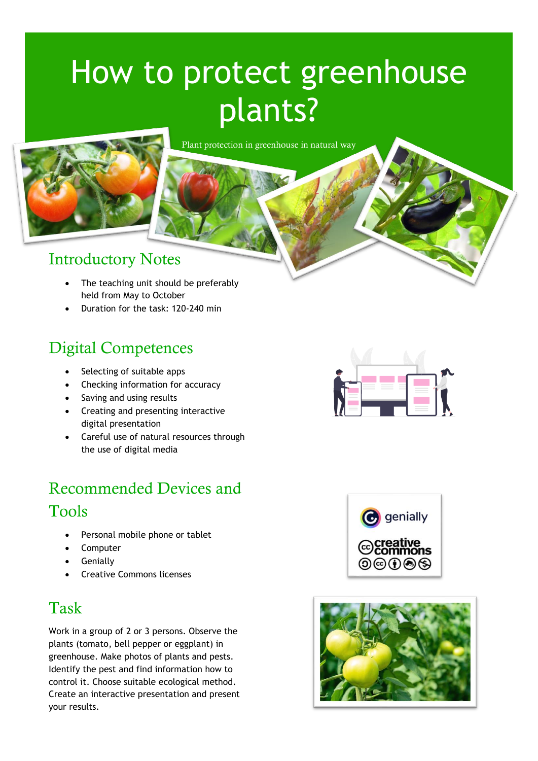# How to protect greenhouse plants?

Plant protection in greenhouse in natural way

## Introductory Notes

- The teaching unit should be preferably held from May to October
- Duration for the task: 120-240 min

## Digital Competences

- Selecting of suitable apps
- Checking information for accuracy
- Saving and using results
- Creating and presenting interactive digital presentation
- Careful use of natural resources through the use of digital media

## Recommended Devices and Tools

- Personal mobile phone or tablet
- Computer
- Genially
- Creative Commons licenses

## Task

Work in a group of 2 or 3 persons. Observe the plants (tomato, bell pepper or eggplant) in greenhouse. Make photos of plants and pests. Identify the pest and find information how to control it. Choose suitable ecological method. Create an interactive presentation and present your results.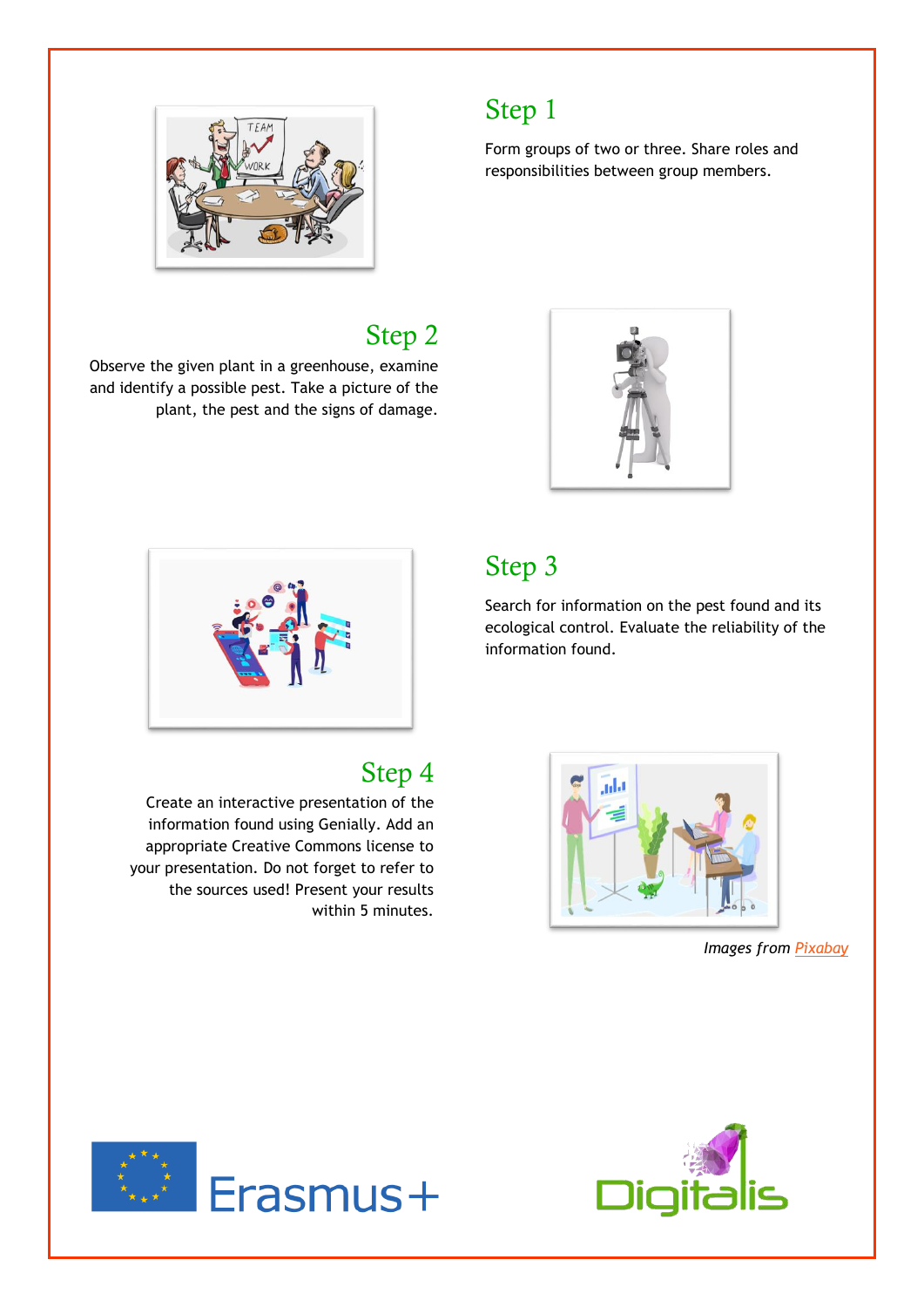## Step 1

Form groups of two or three. Share roles and responsibilities between group members.

## Step 2

Observe the given plant in a greenhouse, examine and identify a possible pest. Take a picture of the plant, the pest and the signs of damage.

## Step 3

Search for information on the pest found and its ecological control. Evaluate the reliability of the information found.

## Step 4

Create an interactive presentation of the information found using Genially. Add an appropriate Creative Commons license to your presentation. Do not forget to refer to the sources used! Present your results within 5 minutes.

*Images from Pixabay*

Erasmus+

Digitalis